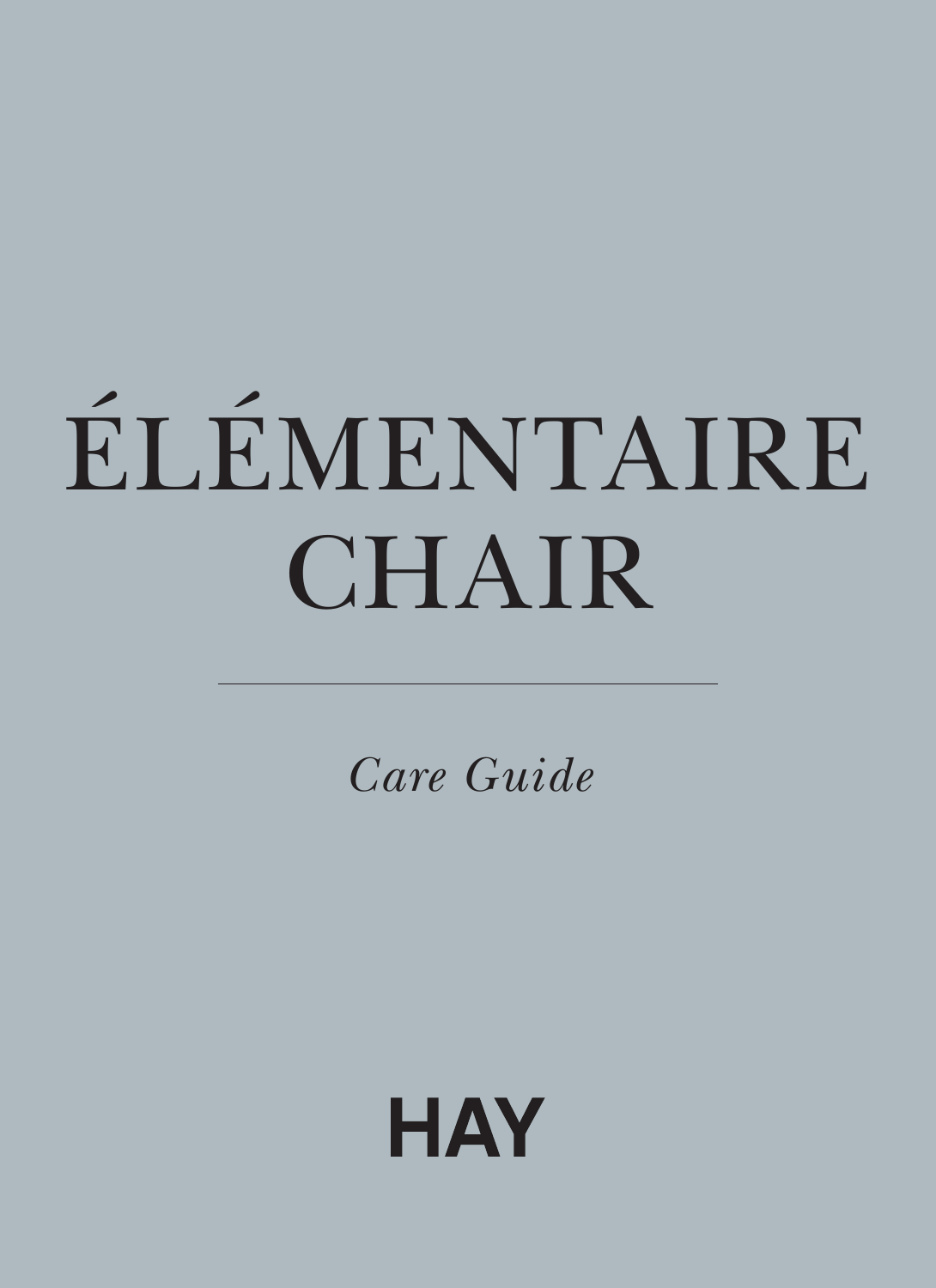# ÉLÉMENTAIRE CHAIR

---

*Care Guide*

**HAY**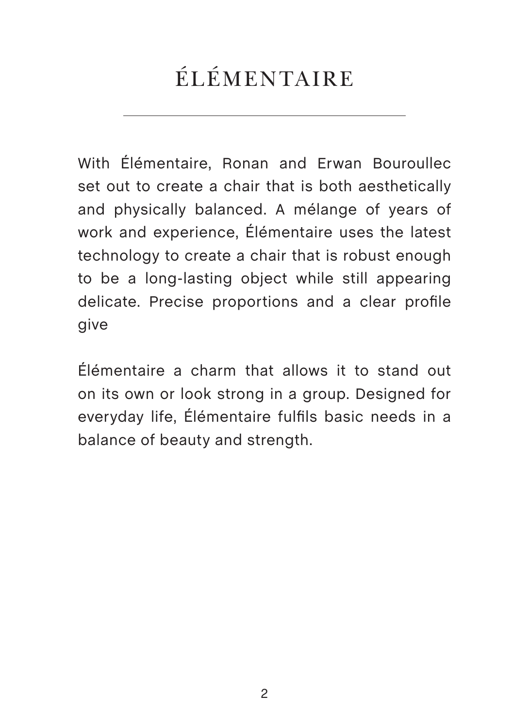# ÉLÉMENTAIRE

With Élémentaire, Ronan and Erwan Bouroullec set out to create a chair that is both aesthetically and physically balanced. A mélange of years of work and experience, Élémentaire uses the latest technology to create a chair that is robust enough to be a long-lasting object while still appearing delicate. Precise proportions and a clear profile give

Élémentaire a charm that allows it to stand out on its own or look strong in a group. Designed for everyday life, Élémentaire fulfils basic needs in a balance of beauty and strength.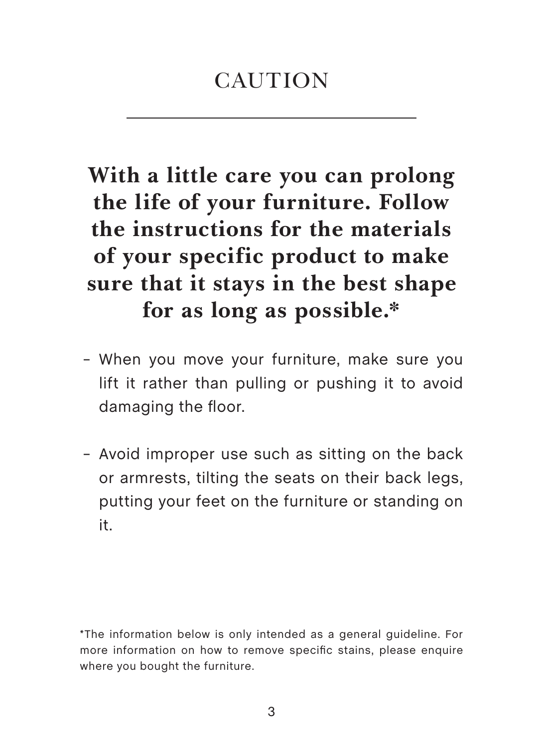# CAUTION

**With a little care you can prolong the life of your furniture. Follow the instructions for the materials of your specific product to make sure that it stays in the best shape for as long as possible.***

- When you move your furniture, make sure you lift it rather than pulling or pushing it to avoid damaging the floor.

- Avoid improper use such as sitting on the back or armrests, tilting the seats on their back legs, putting your feet on the furniture or standing on it.

*The information below is only intended as a general guideline. For more information on how to remove specific stains, please enquire where you bought the furniture.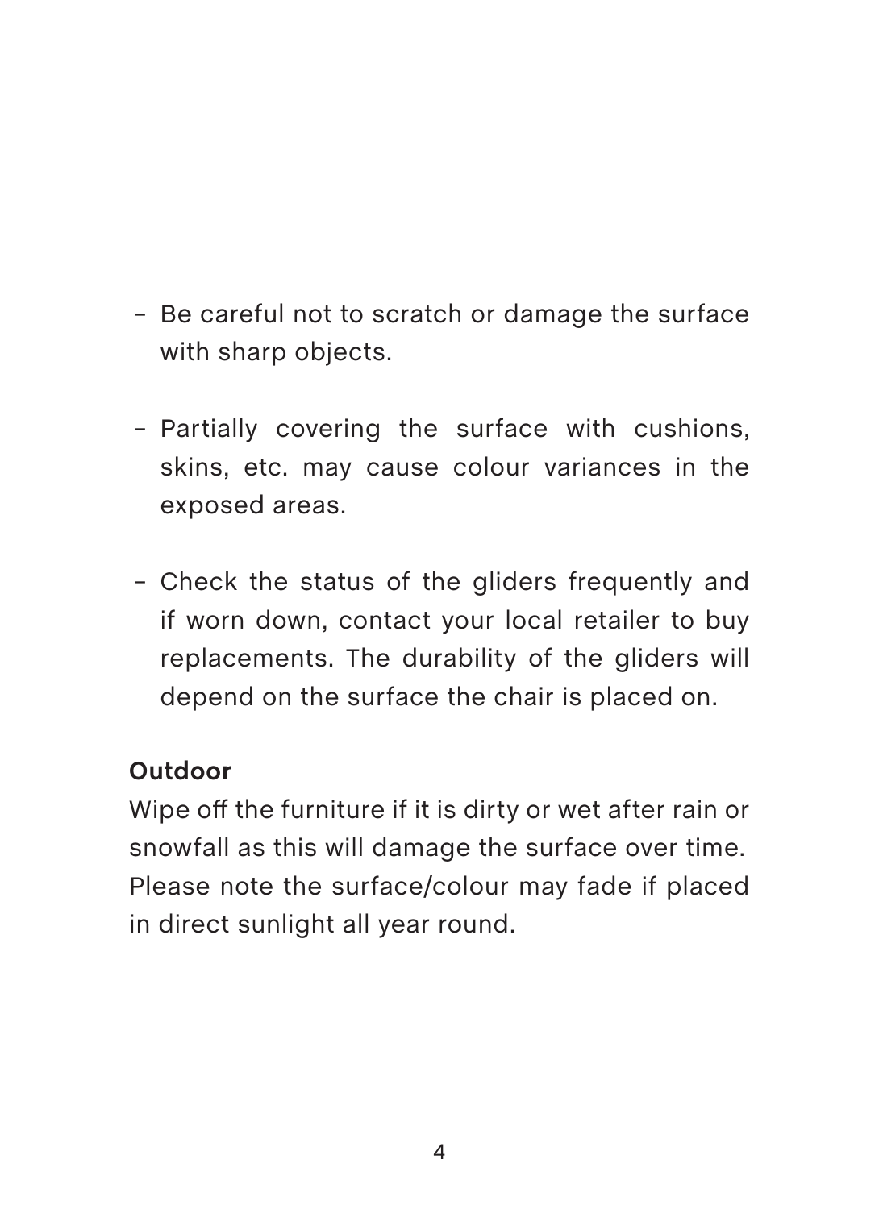- Be careful not to scratch or damage the surface with sharp objects.

- Partially covering the surface with cushions, skins, etc. may cause colour variances in the exposed areas.

- Check the status of the gliders frequently and if worn down, contact your local retailer to buy replacements. The durability of the gliders will depend on the surface the chair is placed on.

**Outdoor**

Wipe off the furniture if it is dirty or wet after rain or snowfall as this will damage the surface over time. Please note the surface/colour may fade if placed in direct sunlight all year round.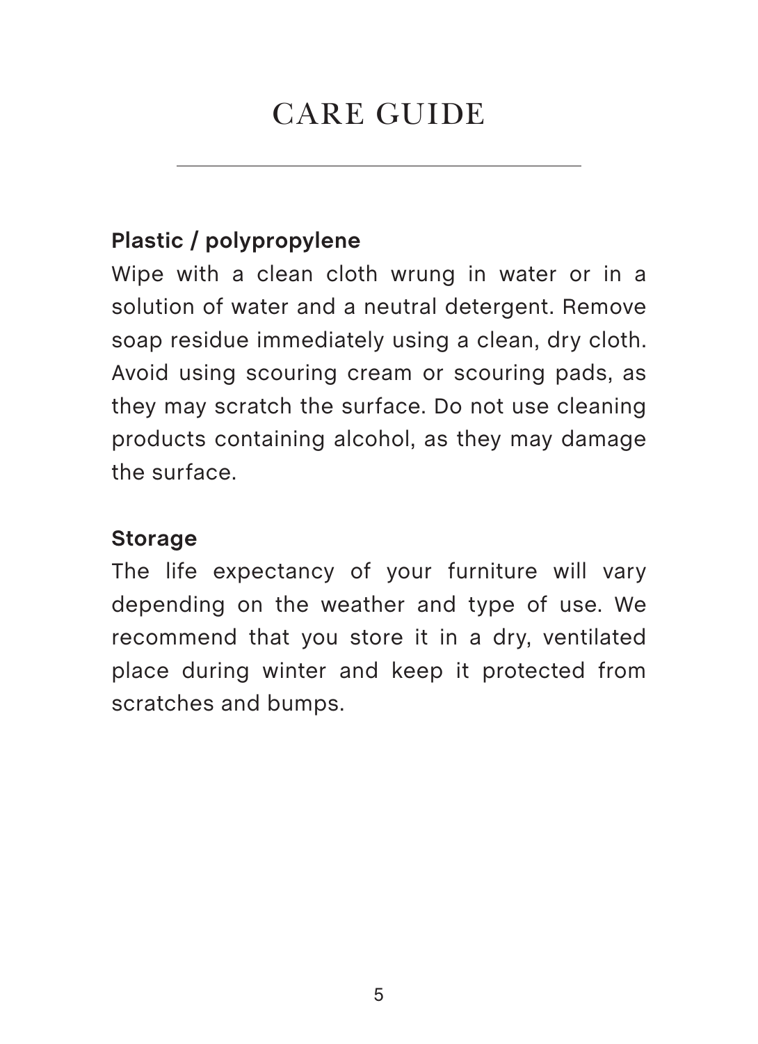# CARE GUIDE

**Plastic / polypropylene**

Wipe with a clean cloth wrung in water or in a solution of water and a neutral detergent. Remove soap residue immediately using a clean, dry cloth. Avoid using scouring cream or scouring pads, as they may scratch the surface. Do not use cleaning products containing alcohol, as they may damage the surface.

**Storage**

The life expectancy of your furniture will vary depending on the weather and type of use. We recommend that you store it in a dry, ventilated place during winter and keep it protected from scratches and bumps.